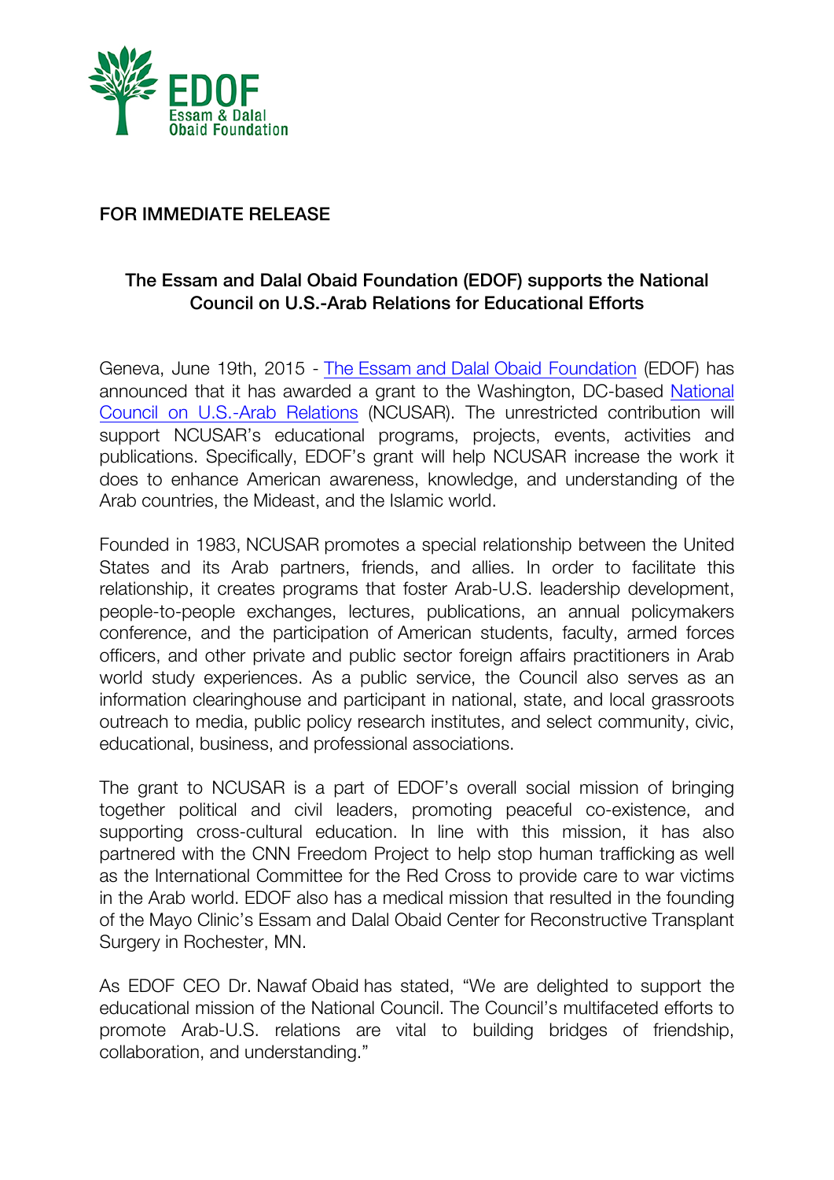EDOF
Essam & Dalal Obaid Foundation

FOR IMMEDIATE RELEASE

## The Essam and Dalal Obaid Foundation (EDOF) supports the National Council on U.S.-Arab Relations for Educational Efforts

Geneva, June 19th, 2015 - The Essam and Dalal Obaid Foundation (EDOF) has announced that it has awarded a grant to the Washington, DC-based National Council on U.S.-Arab Relations (NCUSAR). The unrestricted contribution will support NCUSAR's educational programs, projects, events, activities and publications. Specifically, EDOF's grant will help NCUSAR increase the work it does to enhance American awareness, knowledge, and understanding of the Arab countries, the Mideast, and the Islamic world.

Founded in 1983, NCUSAR promotes a special relationship between the United States and its Arab partners, friends, and allies. In order to facilitate this relationship, it creates programs that foster Arab-U.S. leadership development, people-to-people exchanges, lectures, publications, an annual policymakers conference, and the participation of American students, faculty, armed forces officers, and other private and public sector foreign affairs practitioners in Arab world study experiences. As a public service, the Council also serves as an information clearinghouse and participant in national, state, and local grassroots outreach to media, public policy research institutes, and select community, civic, educational, business, and professional associations.

The grant to NCUSAR is a part of EDOF's overall social mission of bringing together political and civil leaders, promoting peaceful co-existence, and supporting cross-cultural education. In line with this mission, it has also partnered with the CNN Freedom Project to help stop human trafficking as well as the International Committee for the Red Cross to provide care to war victims in the Arab world. EDOF also has a medical mission that resulted in the founding of the Mayo Clinic's Essam and Dalal Obaid Center for Reconstructive Transplant Surgery in Rochester, MN.

As EDOF CEO Dr. Nawaf Obaid has stated, "We are delighted to support the educational mission of the National Council. The Council's multifaceted efforts to promote Arab-U.S. relations are vital to building bridges of friendship, collaboration, and understanding."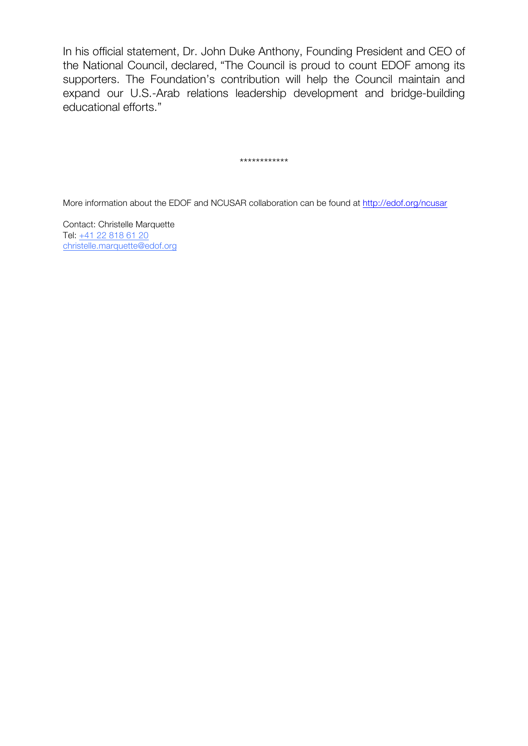In his official statement, Dr. John Duke Anthony, Founding President and CEO of the National Council, declared, "The Council is proud to count EDOF among its supporters. The Foundation's contribution will help the Council maintain and expand our U.S.-Arab relations leadership development and bridge-building educational efforts."

************

More information about the EDOF and NCUSAR collaboration can be found at http://edof.org/ncusar

Contact: Christelle Marquette  
Tel: +41 22 818 61 20  
christelle.marquette@edof.org